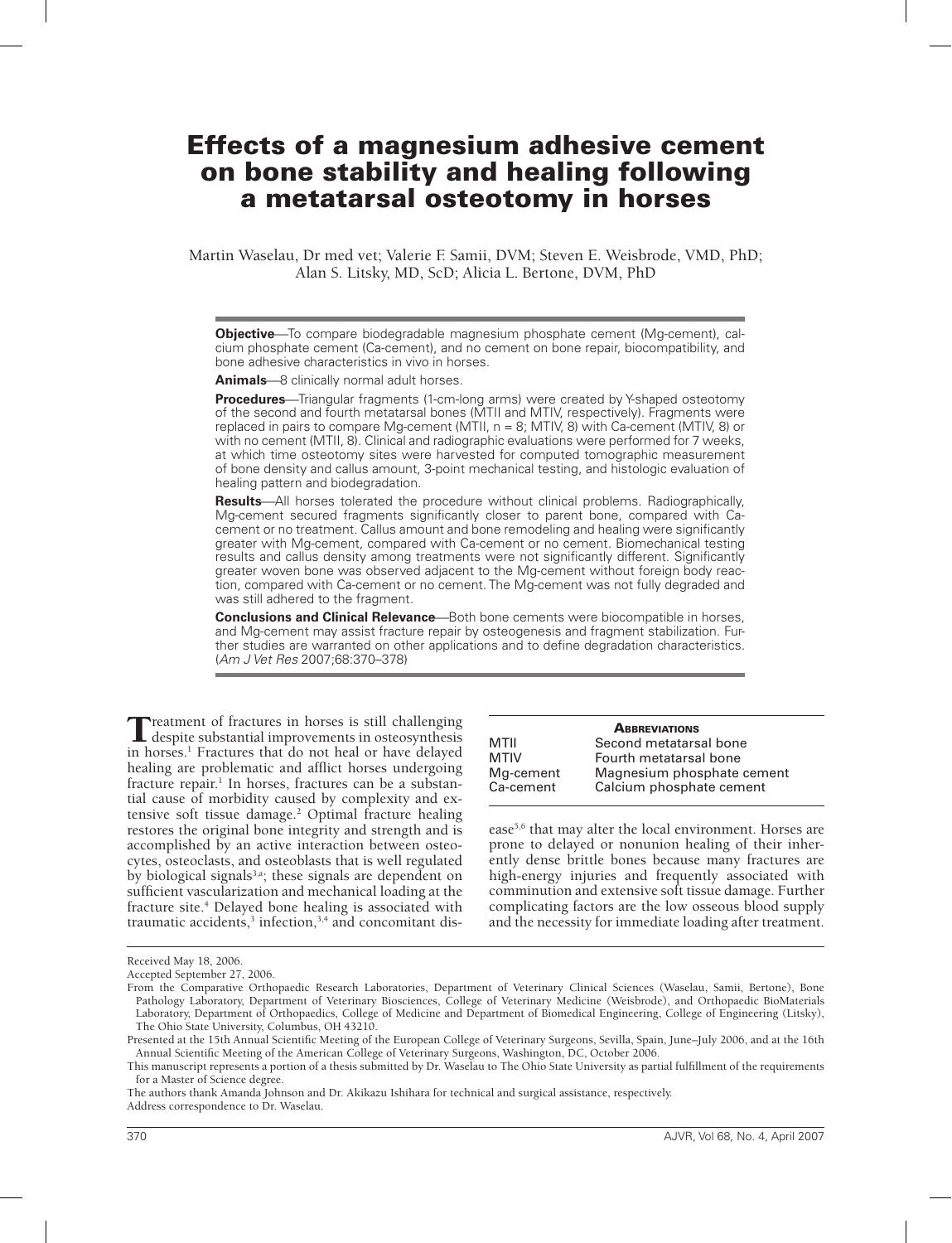# Effects of a magnesium adhesive cement on bone stability and healing following a metatarsal osteotomy in horses

Martin Waselau, Dr med vet; Valerie F. Samii, DVM; Steven E. Weisbrode, VMD, PhD; Alan S. Litsky, MD, ScD; Alicia L. Bertone, DVM, PhD

**Objective**—To compare biodegradable magnesium phosphate cement (Mg-cement), calcium phosphate cement (Ca-cement), and no cement on bone repair, biocompatibility, and bone adhesive characteristics in vivo in horses.

**Animals**—8 clinically normal adult horses.

**Procedures**—Triangular fragments (1-cm-long arms) were created by Y-shaped osteotomy of the second and fourth metatarsal bones (MTII and MTIV, respectively). Fragments were replaced in pairs to compare Mg-cement (MTII, n = 8; MTIV, 8) with Ca-cement (MTIV, 8) or with no cement (MTII, 8). Clinical and radiographic evaluations were performed for 7 weeks, at which time osteotomy sites were harvested for computed tomographic measurement of bone density and callus amount, 3-point mechanical testing, and histologic evaluation of healing pattern and biodegradation.

**Results**—All horses tolerated the procedure without clinical problems. Radiographically, Mg-cement secured fragments significantly closer to parent bone, compared with Ca-cement or no treatment. Callus amount and bone remodeling and healing were significantly greater with Mg-cement, compared with Ca-cement or no cement. Biomechanical testing results and callus density among treatments were not significantly different. Significantly greater woven bone was observed adjacent to the Mg-cement without foreign body reaction, compared with Ca-cement or no cement. The Mg-cement was not fully degraded and was still adhered to the fragment.

**Conclusions and Clinical Relevance**—Both bone cements were biocompatible in horses, and Mg-cement may assist fracture repair by osteogenesis and fragment stabilization. Further studies are warranted on other applications and to define degradation characteristics. (*Am J Vet Res* 2007;68:370–378)

| Abbreviations | |
|---|---|
| MTII | Second metatarsal bone |
| MTIV | Fourth metatarsal bone |
| Mg-cement | Magnesium phosphate cement |
| Ca-cement | Calcium phosphate cement |

Treatment of fractures in horses is still challenging despite substantial improvements in osteosynthesis in horses.[1] Fractures that do not heal or have delayed healing are problematic and afflict horses undergoing fracture repair.[1] In horses, fractures can be a substantial cause of morbidity caused by complexity and extensive soft tissue damage.[2] Optimal fracture healing restores the original bone integrity and strength and is accomplished by an active interaction between osteocytes, osteoclasts, and osteoblasts that is well regulated by biological signals[3,a]; these signals are dependent on sufficient vascularization and mechanical loading at the fracture site.[4] Delayed bone healing is associated with traumatic accidents,[3] infection,[3,4] and concomitant disease[5,6] that may alter the local environment. Horses are prone to delayed or nonunion healing of their inherently dense brittle bones because many fractures are high-energy injuries and frequently associated with comminution and extensive soft tissue damage. Further complicating factors are the low osseous blood supply and the necessity for immediate loading after treatment.

Received May 18, 2006.

Accepted September 27, 2006.

From the Comparative Orthopaedic Research Laboratories, Department of Veterinary Clinical Sciences (Waselau, Samii, Bertone), Bone Pathology Laboratory, Department of Veterinary Biosciences, College of Veterinary Medicine (Weisbrode), and Orthopaedic BioMaterials Laboratory, Department of Orthopaedics, College of Medicine and Department of Biomedical Engineering, College of Engineering (Litsky), The Ohio State University, Columbus, OH 43210.

Presented at the 15th Annual Scientific Meeting of the European College of Veterinary Surgeons, Sevilla, Spain, June–July 2006, and at the 16th Annual Scientific Meeting of the American College of Veterinary Surgeons, Washington, DC, October 2006.

This manuscript represents a portion of a thesis submitted by Dr. Waselau to The Ohio State University as partial fulfillment of the requirements for a Master of Science degree.

The authors thank Amanda Johnson and Dr. Akikazu Ishihara for technical and surgical assistance, respectively.

Address correspondence to Dr. Waselau.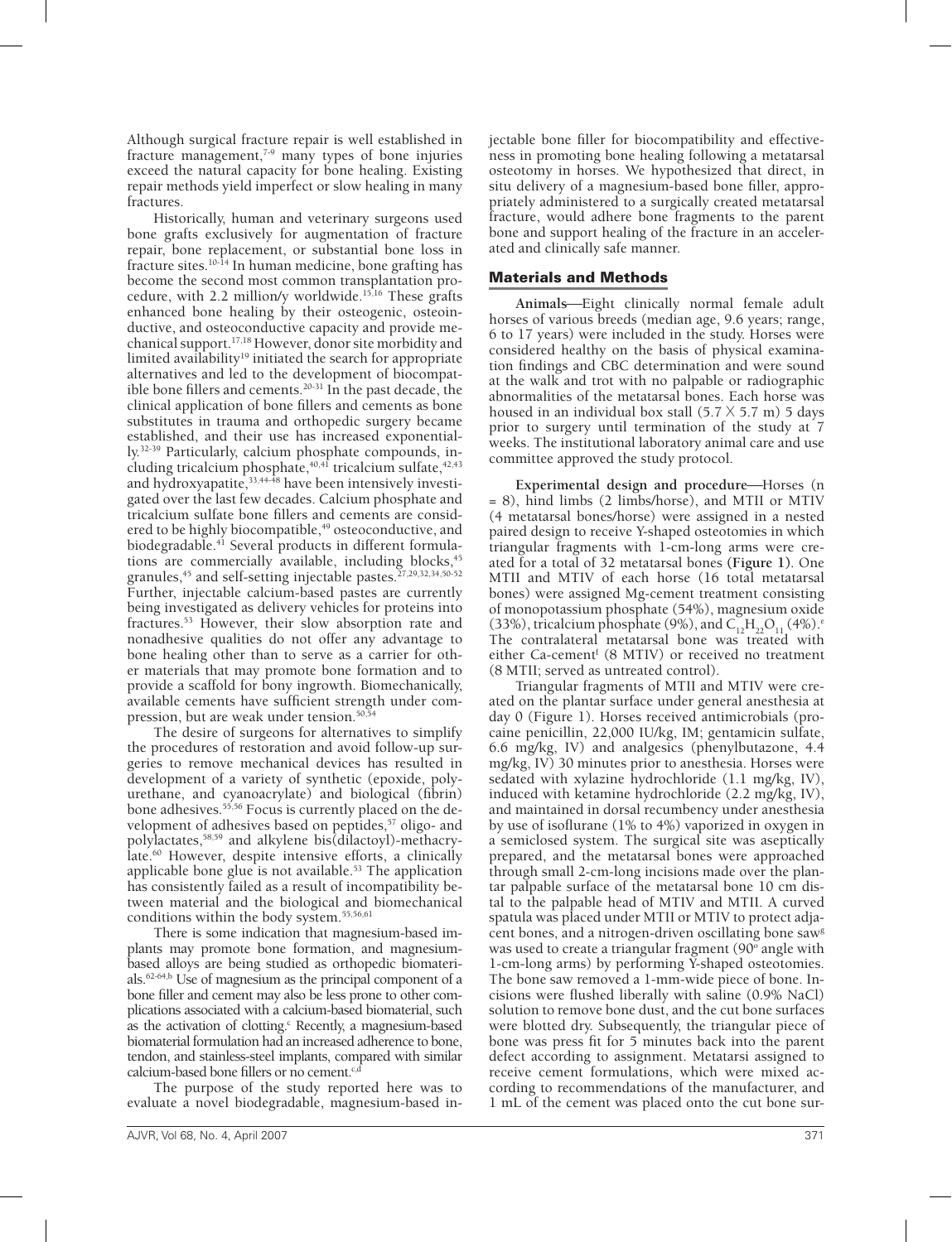Although surgical fracture repair is well established in fracture management,[7-9] many types of bone injuries exceed the natural capacity for bone healing. Existing repair methods yield imperfect or slow healing in many fractures.

Historically, human and veterinary surgeons used bone grafts exclusively for augmentation of fracture repair, bone replacement, or substantial bone loss in fracture sites.[10-14] In human medicine, bone grafting has become the second most common transplantation procedure, with 2.2 million/y worldwide.[15,16] These grafts enhanced bone healing by their osteogenic, osteoinductive, and osteoconductive capacity and provide mechanical support.[17,18] However, donor site morbidity and limited availability[19] initiated the search for appropriate alternatives and led to the development of biocompatible bone fillers and cements.[20-31] In the past decade, the clinical application of bone fillers and cements as bone substitutes in trauma and orthopedic surgery became established, and their use has increased exponentially.[32-39] Particularly, calcium phosphate compounds, including tricalcium phosphate,[40,41] tricalcium sulfate,[42,43] and hydroxyapatite,[33,44-48] have been intensively investigated over the last few decades. Calcium phosphate and tricalcium sulfate bone fillers and cements are considered to be highly biocompatible,[49] osteoconductive, and biodegradable.[41] Several products in different formulations are commercially available, including blocks,[45] granules,[45] and self-setting injectable pastes.[27,29,32,34,50-52] Further, injectable calcium-based pastes are currently being investigated as delivery vehicles for proteins into fractures.[53] However, their slow absorption rate and nonadhesive qualities do not offer any advantage to bone healing other than to serve as a carrier for other materials that may promote bone formation and to provide a scaffold for bony ingrowth. Biomechanically, available cements have sufficient strength under compression, but are weak under tension.[50,54]

The desire of surgeons for alternatives to simplify the procedures of restoration and avoid follow-up surgeries to remove mechanical devices has resulted in development of a variety of synthetic (epoxide, polyurethane, and cyanoacrylate) and biological (fibrin) bone adhesives.[55,56] Focus is currently placed on the development of adhesives based on peptides,[57] oligo- and polylactates,[58,59] and alkylene bis(dilactoyl)-methacrylate.[60] However, despite intensive efforts, a clinically applicable bone glue is not available.[53] The application has consistently failed as a result of incompatibility between material and the biological and biomechanical conditions within the body system.[55,56,61]

There is some indication that magnesium-based implants may promote bone formation, and magnesium-based alloys are being studied as orthopedic biomaterials.[62-64,b] Use of magnesium as the principal component of a bone filler and cement may also be less prone to other complications associated with a calcium-based biomaterial, such as the activation of clotting.[c] Recently, a magnesium-based biomaterial formulation had an increased adherence to bone, tendon, and stainless-steel implants, compared with similar calcium-based bone fillers or no cement.[c,d]

The purpose of the study reported here was to evaluate a novel biodegradable, magnesium-based injectable bone filler for biocompatibility and effectiveness in promoting bone healing following a metatarsal osteotomy in horses. We hypothesized that direct, in situ delivery of a magnesium-based bone filler, appropriately administered to a surgically created metatarsal fracture, would adhere bone fragments to the parent bone and support healing of the fracture in an accelerated and clinically safe manner.

## Materials and Methods

**Animals**—Eight clinically normal female adult horses of various breeds (median age, 9.6 years; range, 6 to 17 years) were included in the study. Horses were considered healthy on the basis of physical examination findings and CBC determination and were sound at the walk and trot with no palpable or radiographic abnormalities of the metatarsal bones. Each horse was housed in an individual box stall (5.7 × 5.7 m) 5 days prior to surgery until termination of the study at 7 weeks. The institutional laboratory animal care and use committee approved the study protocol.

**Experimental design and procedure**—Horses (n = 8), hind limbs (2 limbs/horse), and MTII or MTIV (4 metatarsal bones/horse) were assigned in a nested paired design to receive Y-shaped osteotomies in which triangular fragments with 1-cm-long arms were created for a total of 32 metatarsal bones **(Figure 1)**. One MTII and MTIV of each horse (16 total metatarsal bones) were assigned Mg-cement treatment consisting of monopotassium phosphate (54%), magnesium oxide (33%), tricalcium phosphate (9%), and $C_{12}H_{22}O_{11}$ (4%).[e] The contralateral metatarsal bone was treated with either Ca-cement[f] (8 MTIV) or received no treatment (8 MTII; served as untreated control).

Triangular fragments of MTII and MTIV were created on the plantar surface under general anesthesia at day 0 (Figure 1). Horses received antimicrobials (procaine penicillin, 22,000 IU/kg, IM; gentamicin sulfate, 6.6 mg/kg, IV) and analgesics (phenylbutazone, 4.4 mg/kg, IV) 30 minutes prior to anesthesia. Horses were sedated with xylazine hydrochloride (1.1 mg/kg, IV), induced with ketamine hydrochloride (2.2 mg/kg, IV), and maintained in dorsal recumbency under anesthesia by use of isoflurane (1% to 4%) vaporized in oxygen in a semiclosed system. The surgical site was aseptically prepared, and the metatarsal bones were approached through small 2-cm-long incisions made over the plantar palpable surface of the metatarsal bone 10 cm distal to the palpable head of MTIV and MTII. A curved spatula was placed under MTII or MTIV to protect adjacent bones, and a nitrogen-driven oscillating bone saw[g] was used to create a triangular fragment (90° angle with 1-cm-long arms) by performing Y-shaped osteotomies. The bone saw removed a 1-mm-wide piece of bone. Incisions were flushed liberally with saline (0.9% NaCl) solution to remove bone dust, and the cut bone surfaces were blotted dry. Subsequently, the triangular piece of bone was press fit for 5 minutes back into the parent defect according to assignment. Metatarsi assigned to receive cement formulations, which were mixed according to recommendations of the manufacturer, and 1 mL of the cement was placed onto the cut bone sur-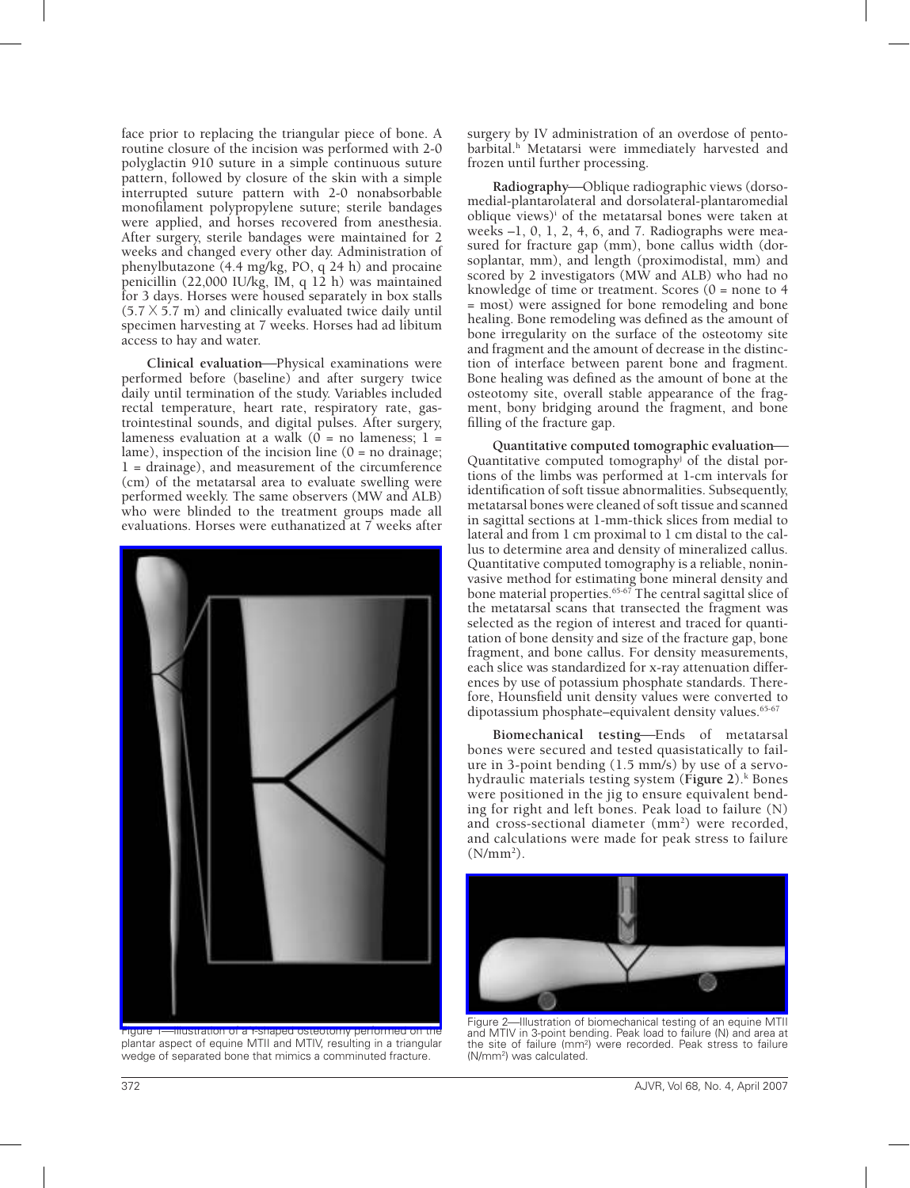face prior to replacing the triangular piece of bone. A routine closure of the incision was performed with 2-0 polyglactin 910 suture in a simple continuous suture pattern, followed by closure of the skin with a simple interrupted suture pattern with 2-0 nonabsorbable monofilament polypropylene suture; sterile bandages were applied, and horses recovered from anesthesia. After surgery, sterile bandages were maintained for 2 weeks and changed every other day. Administration of phenylbutazone (4.4 mg/kg, PO, q 24 h) and procaine penicillin (22,000 IU/kg, IM, q 12 h) was maintained for 3 days. Horses were housed separately in box stalls (5.7 X 5.7 m) and clinically evaluated twice daily until specimen harvesting at 7 weeks. Horses had ad libitum access to hay and water.

**Clinical evaluation**—Physical examinations were performed before (baseline) and after surgery twice daily until termination of the study. Variables included rectal temperature, heart rate, respiratory rate, gastrointestinal sounds, and digital pulses. After surgery, lameness evaluation at a walk (0 = no lameness; 1 = lame), inspection of the incision line (0 = no drainage; 1 = drainage), and measurement of the circumference (cm) of the metatarsal area to evaluate swelling were performed weekly. The same observers (MW and ALB) who were blinded to the treatment groups made all evaluations. Horses were euthanatized at 7 weeks after surgery by IV administration of an overdose of pentobarbital.[h] Metatarsi were immediately harvested and frozen until further processing.

Figure 1—Illustration of a Y-shaped osteotomy performed on the plantar aspect of equine MTII and MTIV, resulting in a triangular wedge of separated bone that mimics a comminuted fracture.

**Radiography**—Oblique radiographic views (dorsomedial-plantarolateral and dorsolateral-plantaromedial oblique views)[i] of the metatarsal bones were taken at weeks –1, 0, 1, 2, 4, 6, and 7. Radiographs were measured for fracture gap (mm), bone callus width (dorsoplantar, mm), and length (proximodistal, mm) and scored by 2 investigators (MW and ALB) who had no knowledge of time or treatment. Scores (0 = none to 4 = most) were assigned for bone remodeling and bone healing. Bone remodeling was defined as the amount of bone irregularity on the surface of the osteotomy site and fragment and the amount of decrease in the distinction of interface between parent bone and fragment. Bone healing was defined as the amount of bone at the osteotomy site, overall stable appearance of the fragment, bony bridging around the fragment, and bone filling of the fracture gap.

**Quantitative computed tomographic evaluation**—Quantitative computed tomography[j] of the distal portions of the limbs was performed at 1-cm intervals for identification of soft tissue abnormalities. Subsequently, metatarsal bones were cleaned of soft tissue and scanned in sagittal sections at 1-mm-thick slices from medial to lateral and from 1 cm proximal to 1 cm distal to the callus to determine area and density of mineralized callus. Quantitative computed tomography is a reliable, noninvasive method for estimating bone mineral density and bone material properties.[65-67] The central sagittal slice of the metatarsal scans that transected the fragment was selected as the region of interest and traced for quantitation of bone density and size of the fracture gap, bone fragment, and bone callus. For density measurements, each slice was standardized for x-ray attenuation differences by use of potassium phosphate standards. Therefore, Hounsfield unit density values were converted to dipotassium phosphate–equivalent density values.[65-67]

**Biomechanical testing**—Ends of metatarsal bones were secured and tested quasistatically to failure in 3-point bending (1.5 mm/s) by use of a servohydraulic materials testing system (**Figure 2**).[k] Bones were positioned in the jig to ensure equivalent bending for right and left bones. Peak load to failure (N) and cross-sectional diameter ($mm^2$) were recorded, and calculations were made for peak stress to failure ($N/mm^2$).

Figure 2—Illustration of biomechanical testing of an equine MTII and MTIV in 3-point bending. Peak load to failure (N) and area at the site of failure ($mm^2$) were recorded. Peak stress to failure ($N/mm^2$) was calculated.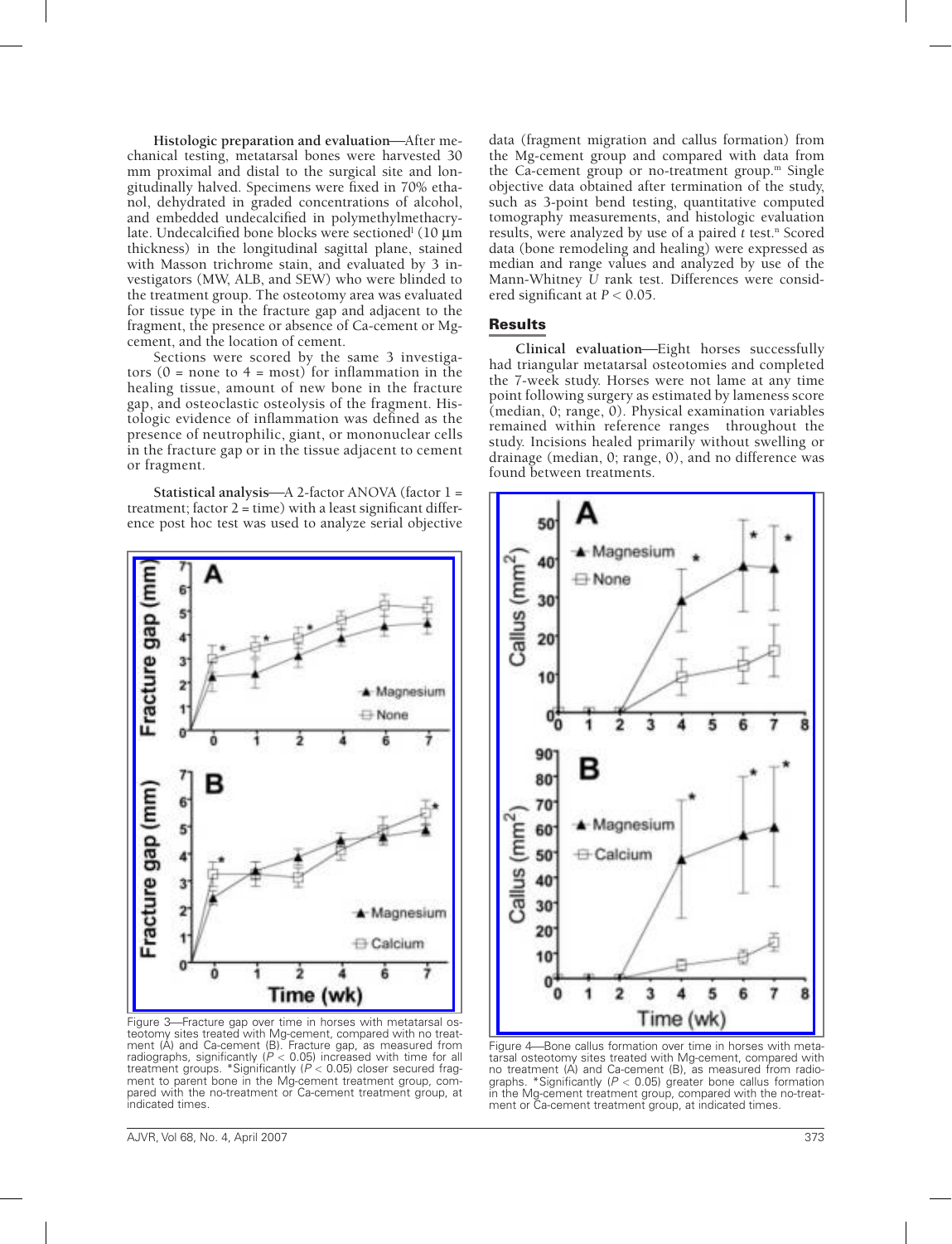**Histologic preparation and evaluation**—After mechanical testing, metatarsal bones were harvested 30 mm proximal and distal to the surgical site and longitudinally halved. Specimens were fixed in 70% ethanol, dehydrated in graded concentrations of alcohol, and embedded undecalcified in polymethylmethacrylate. Undecalcified bone blocks were sectioned[l] (10 µm thickness) in the longitudinal sagittal plane, stained with Masson trichrome stain, and evaluated by 3 investigators (MW, ALB, and SEW) who were blinded to the treatment group. The osteotomy area was evaluated for tissue type in the fracture gap and adjacent to the fragment, the presence or absence of Ca-cement or Mg-cement, and the location of cement.

Sections were scored by the same 3 investigators (0 = none to 4 = most) for inflammation in the healing tissue, amount of new bone in the fracture gap, and osteoclastic osteolysis of the fragment. Histologic evidence of inflammation was defined as the presence of neutrophilic, giant, or mononuclear cells in the fracture gap or in the tissue adjacent to cement or fragment.

**Statistical analysis**—A 2-factor ANOVA (factor 1 = treatment; factor 2 = time) with a least significant difference post hoc test was used to analyze serial objective data (fragment migration and callus formation) from the Mg-cement group and compared with data from the Ca-cement group or no-treatment group.[m] Single objective data obtained after termination of the study, such as 3-point bend testing, quantitative computed tomography measurements, and histologic evaluation results, were analyzed by use of a paired *t* test.[n] Scored data (bone remodeling and healing) were expressed as median and range values and analyzed by use of the Mann-Whitney *U* rank test. Differences were considered significant at $P < 0.05$.

## Results

**Clinical evaluation**—Eight horses successfully had triangular metatarsal osteotomies and completed the 7-week study. Horses were not lame at any time point following surgery as estimated by lameness score (median, 0; range, 0). Physical examination variables remained within reference ranges throughout the study. Incisions healed primarily without swelling or drainage (median, 0; range, 0), and no difference was found between treatments.

Figure 3—Fracture gap over time in horses with metatarsal osteotomy sites treated with Mg-cement, compared with no treatment (A) and Ca-cement (B). Fracture gap, as measured from radiographs, significantly ($P < 0.05$) increased with time for all treatment groups. *Significantly ($P < 0.05$) closer secured fragment to parent bone in the Mg-cement treatment group, compared with the no-treatment or Ca-cement treatment group, at indicated times.

Figure 4—Bone callus formation over time in horses with metatarsal osteotomy sites treated with Mg-cement, compared with no treatment (A) and Ca-cement (B), as measured from radiographs. *Significantly ($P < 0.05$) greater bone callus formation in the Mg-cement treatment group, compared with the no-treatment or Ca-cement treatment group, at indicated times.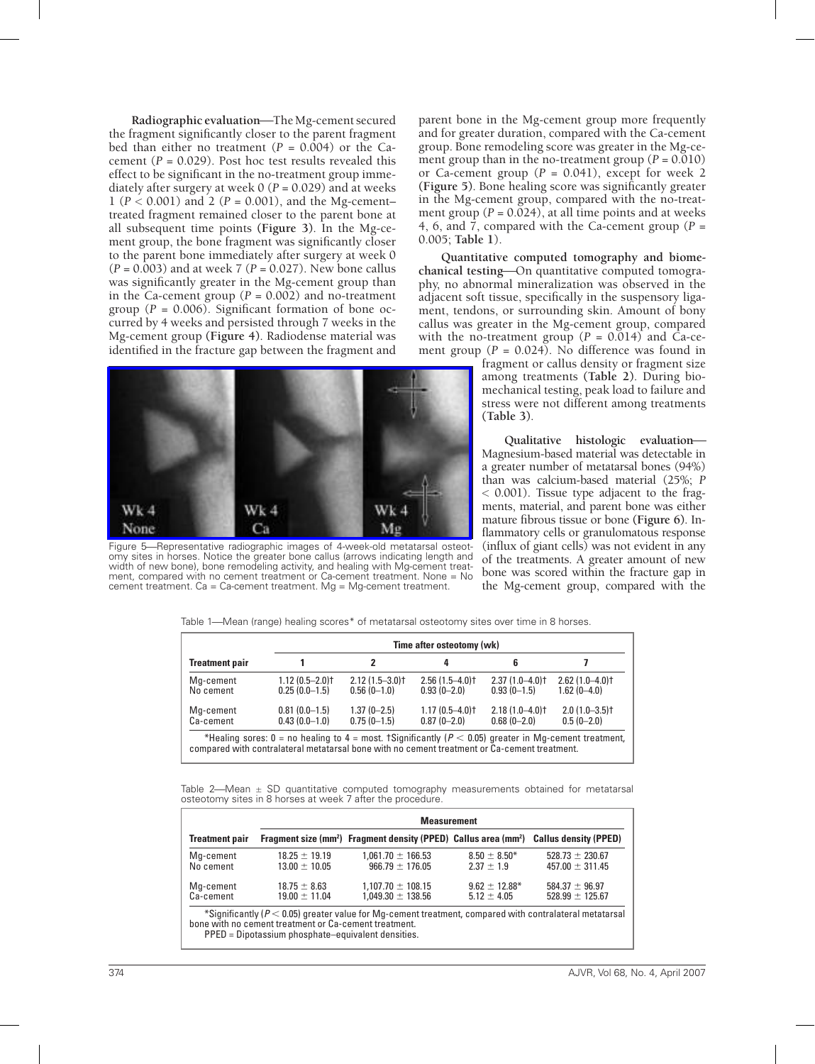**Radiographic evaluation**—The Mg-cement secured the fragment significantly closer to the parent fragment bed than either no treatment ($P = 0.004$) or the Ca-cement ($P = 0.029$). Post hoc test results revealed this effect to be significant in the no-treatment group immediately after surgery at week 0 ($P = 0.029$) and at weeks 1 ($P < 0.001$) and 2 ($P = 0.001$), and the Mg-cement–treated fragment remained closer to the parent bone at all subsequent time points (**Figure 3**). In the Mg-cement group, the bone fragment was significantly closer to the parent bone immediately after surgery at week 0 ($P = 0.003$) and at week 7 ($P = 0.027$). New bone callus was significantly greater in the Mg-cement group than in the Ca-cement group ($P = 0.002$) and no-treatment group ($P = 0.006$). Significant formation of bone occurred by 4 weeks and persisted through 7 weeks in the Mg-cement group (**Figure 4**). Radiodense material was identified in the fracture gap between the fragment and parent bone in the Mg-cement group more frequently and for greater duration, compared with the Ca-cement group. Bone remodeling score was greater in the Mg-cement group than in the no-treatment group ($P = 0.010$) or Ca-cement group ($P = 0.041$), except for week 2 (**Figure 5**). Bone healing score was significantly greater in the Mg-cement group, compared with the no-treatment group ($P = 0.024$), at all time points and at weeks 4, 6, and 7, compared with the Ca-cement group ($P = 0.005$; **Table 1**).

**Quantitative computed tomography and biomechanical testing**—On quantitative computed tomography, no abnormal mineralization was observed in the adjacent soft tissue, specifically in the suspensory ligament, tendons, or surrounding skin. Amount of bony callus was greater in the Mg-cement group, compared with the no-treatment group ($P = 0.014$) and Ca-cement group ($P = 0.024$). No difference was found in fragment or callus density or fragment size among treatments (**Table 2**). During biomechanical testing, peak load to failure and stress were not different among treatments (**Table 3**).

**Qualitative histologic evaluation**—Magnesium-based material was detectable in a greater number of metatarsal bones (94%) than was calcium-based material (25%; $P < 0.001$). Tissue type adjacent to the fragments, material, and parent bone was either mature fibrous tissue or bone (**Figure 6**). Inflammatory cells or granulomatous response (influx of giant cells) was not evident in any of the treatments. A greater amount of new bone was scored within the fracture gap in the Mg-cement group, compared with the

Figure 5—Representative radiographic images of 4-week-old metatarsal osteotomy sites in horses. Notice the greater bone callus (arrows indicating length and width of new bone), bone remodeling activity, and healing with Mg-cement treatment, compared with no cement treatment or Ca-cement treatment. None = No cement treatment. Ca = Ca-cement treatment. Mg = Mg-cement treatment.

Table 1—Mean (range) healing scores* of metatarsal osteotomy sites over time in 8 horses.

| Treatment pair | Time after osteotomy (wk) | | | | |
|---|---|---|---|---|---|
| | 1 | 2 | 4 | 6 | 7 |
| Mg-cement | 1.12 (0.5–2.0)† | 2.12 (1.5–3.0)† | 2.56 (1.5–4.0)† | 2.37 (1.0–4.0)† | 2.62 (1.0–4.0)† |
| No cement | 0.25 (0.0–1.5) | 0.56 (0–1.0) | 0.93 (0–2.0) | 0.93 (0–1.5) | 1.62 (0–4.0) |
| Mg-cement | 0.81 (0.0–1.5) | 1.37 (0–2.5) | 1.17 (0.5–4.0)† | 2.18 (1.0–4.0)† | 2.0 (1.0–3.5)† |
| Ca-cement | 0.43 (0.0–1.0) | 0.75 (0–1.5) | 0.87 (0–2.0) | 0.68 (0–2.0) | 0.5 (0–2.0) |

*Healing sores: 0 = no healing to 4 = most. †Significantly ($P < 0.05$) greater in Mg-cement treatment, compared with contralateral metatarsal bone with no cement treatment or Ca-cement treatment.

Table 2—Mean ± SD quantitative computed tomography measurements obtained for metatarsal osteotomy sites in 8 horses at week 7 after the procedure.

| Treatment pair | Measurement | | | |
|---|---|---|---|---|
| | Fragment size (mm$^2$) | Fragment density (PPED) | Callus area (mm$^2$) | Callus density (PPED) |
| Mg-cement | 18.25 ± 19.19 | 1,061.70 ± 166.53 | 8.50 ± 8.50* | 528.73 ± 230.67 |
| No cement | 13.00 ± 10.05 | 966.79 ± 176.05 | 2.37 ± 1.9 | 457.00 ± 311.45 |
| Mg-cement | 18.75 ± 8.63 | 1,107.70 ± 108.15 | 9.62 ± 12.88* | 584.37 ± 96.97 |
| Ca-cement | 19.00 ± 11.04 | 1,049.30 ± 138.56 | 5.12 ± 4.05 | 528.99 ± 125.67 |

*Significantly ($P < 0.05$) greater value for Mg-cement treatment, compared with contralateral metatarsal bone with no cement treatment or Ca-cement treatment.
PPED = Dipotassium phosphate–equivalent densities.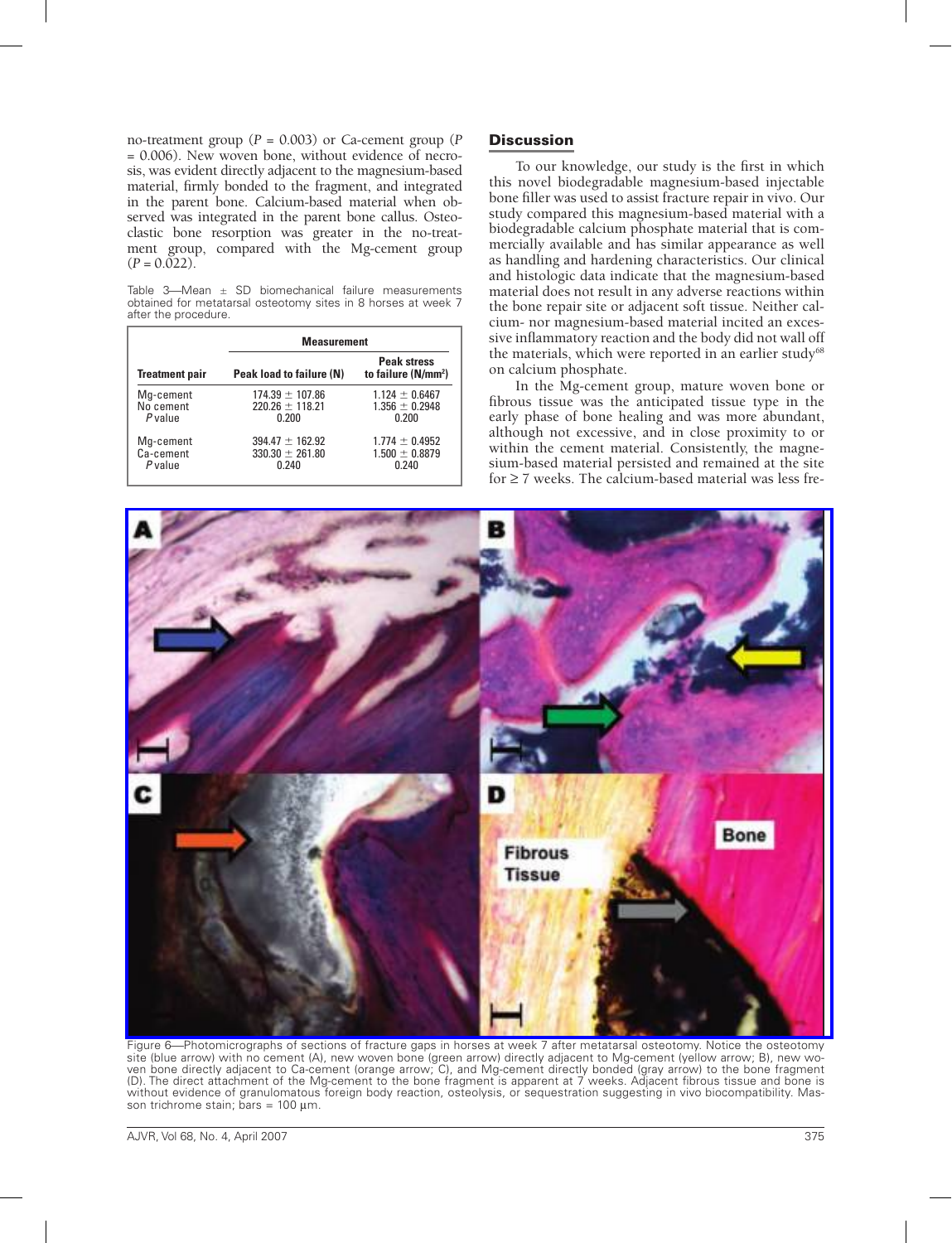no-treatment group ($P = 0.003$) or Ca-cement group ($P = 0.006$). New woven bone, without evidence of necrosis, was evident directly adjacent to the magnesium-based material, firmly bonded to the fragment, and integrated in the parent bone. Calcium-based material when observed was integrated in the parent bone callus. Osteoclastic bone resorption was greater in the no-treatment group, compared with the Mg-cement group ($P = 0.022$).

Table 3—Mean ± SD biomechanical failure measurements obtained for metatarsal osteotomy sites in 8 horses at week 7 after the procedure.

| Treatment pair | Measurement | |
|---|---|---|
| | Peak load to failure (N) | Peak stress to failure (N/mm²) |
| Mg-cement | 174.39 ± 107.86 | 1.124 ± 0.6467 |
| No cement | 220.26 ± 118.21 | 1.356 ± 0.2948 |
| *P* value | 0.200 | 0.200 |
| Mg-cement | 394.47 ± 162.92 | 1.774 ± 0.4952 |
| Ca-cement | 330.30 ± 261.80 | 1.500 ± 0.8879 |
| *P* value | 0.240 | 0.240 |

## Discussion

To our knowledge, our study is the first in which this novel biodegradable magnesium-based injectable bone filler was used to assist fracture repair in vivo. Our study compared this magnesium-based material with a biodegradable calcium phosphate material that is commercially available and has similar appearance as well as handling and hardening characteristics. Our clinical and histologic data indicate that the magnesium-based material does not result in any adverse reactions within the bone repair site or adjacent soft tissue. Neither calcium- nor magnesium-based material incited an excessive inflammatory reaction and the body did not wall off the materials, which were reported in an earlier study[68] on calcium phosphate.

In the Mg-cement group, mature woven bone or fibrous tissue was the anticipated tissue type in the early phase of bone healing and was more abundant, although not excessive, and in close proximity to or within the cement material. Consistently, the magnesium-based material persisted and remained at the site for ≥ 7 weeks. The calcium-based material was less fre-

Figure 6—Photomicrographs of sections of fracture gaps in horses at week 7 after metatarsal osteotomy. Notice the osteotomy site (blue arrow) with no cement (A), new woven bone (green arrow) directly adjacent to Mg-cement (yellow arrow; B), new woven bone directly adjacent to Ca-cement (orange arrow; C), and Mg-cement directly bonded (gray arrow) to the bone fragment (D). The direct attachment of the Mg-cement to the bone fragment is apparent at 7 weeks. Adjacent fibrous tissue and bone is without evidence of granulomatous foreign body reaction, osteolysis, or sequestration suggesting in vivo biocompatibility. Masson trichrome stain; bars = 100 µm.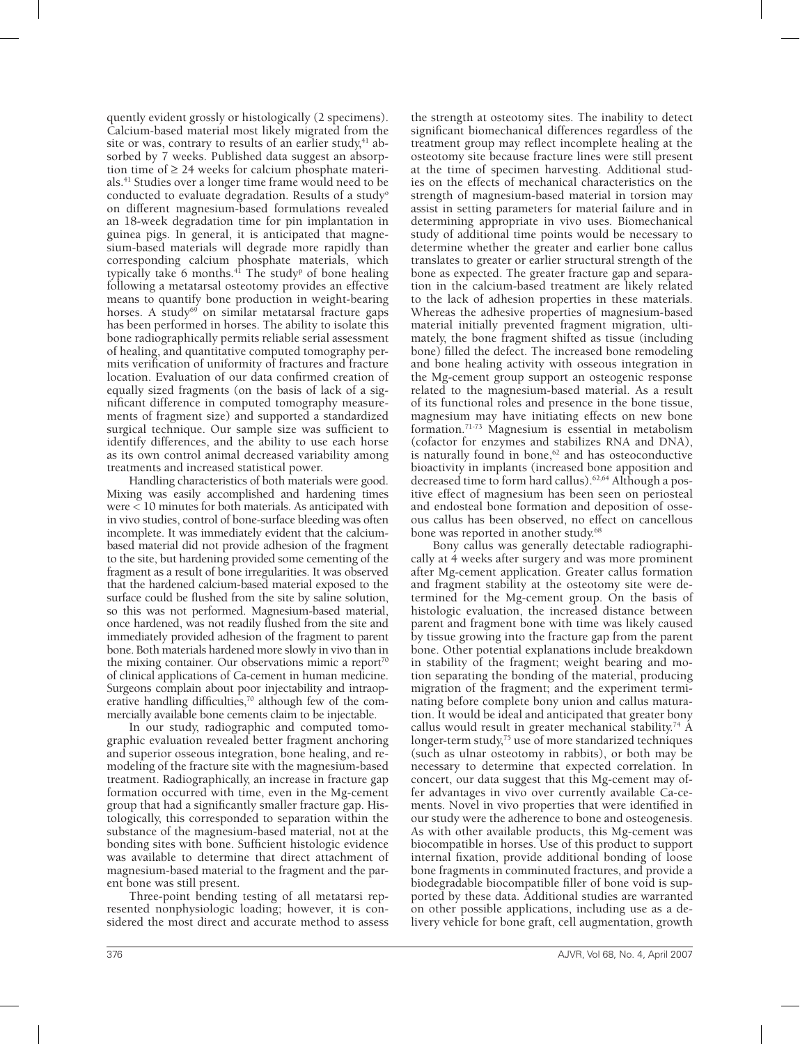quently evident grossly or histologically (2 specimens). Calcium-based material most likely migrated from the site or was, contrary to results of an earlier study,[41] absorbed by 7 weeks. Published data suggest an absorption time of ≥ 24 weeks for calcium phosphate materials.[41] Studies over a longer time frame would need to be conducted to evaluate degradation. Results of a study[o] on different magnesium-based formulations revealed an 18-week degradation time for pin implantation in guinea pigs. In general, it is anticipated that magnesium-based materials will degrade more rapidly than corresponding calcium phosphate materials, which typically take 6 months.[41] The study[p] of bone healing following a metatarsal osteotomy provides an effective means to quantify bone production in weight-bearing horses. A study[69] on similar metatarsal fracture gaps has been performed in horses. The ability to isolate this bone radiographically permits reliable serial assessment of healing, and quantitative computed tomography permits verification of uniformity of fractures and fracture location. Evaluation of our data confirmed creation of equally sized fragments (on the basis of lack of a significant difference in computed tomography measurements of fragment size) and supported a standardized surgical technique. Our sample size was sufficient to identify differences, and the ability to use each horse as its own control animal decreased variability among treatments and increased statistical power.

Handling characteristics of both materials were good. Mixing was easily accomplished and hardening times were < 10 minutes for both materials. As anticipated with in vivo studies, control of bone-surface bleeding was often incomplete. It was immediately evident that the calcium-based material did not provide adhesion of the fragment to the site, but hardening provided some cementing of the fragment as a result of bone irregularities. It was observed that the hardened calcium-based material exposed to the surface could be flushed from the site by saline solution, so this was not performed. Magnesium-based material, once hardened, was not readily flushed from the site and immediately provided adhesion of the fragment to parent bone. Both materials hardened more slowly in vivo than in the mixing container. Our observations mimic a report[70] of clinical applications of Ca-cement in human medicine. Surgeons complain about poor injectability and intraoperative handling difficulties,[70] although few of the commercially available bone cements claim to be injectable.

In our study, radiographic and computed tomographic evaluation revealed better fragment anchoring and superior osseous integration, bone healing, and remodeling of the fracture site with the magnesium-based treatment. Radiographically, an increase in fracture gap formation occurred with time, even in the Mg-cement group that had a significantly smaller fracture gap. Histologically, this corresponded to separation within the substance of the magnesium-based material, not at the bonding sites with bone. Sufficient histologic evidence was available to determine that direct attachment of magnesium-based material to the fragment and the parent bone was still present.

Three-point bending testing of all metatarsi represented nonphysiologic loading; however, it is considered the most direct and accurate method to assess the strength at osteotomy sites. The inability to detect significant biomechanical differences regardless of the treatment group may reflect incomplete healing at the osteotomy site because fracture lines were still present at the time of specimen harvesting. Additional studies on the effects of mechanical characteristics on the strength of magnesium-based material in torsion may assist in setting parameters for material failure and in determining appropriate in vivo uses. Biomechanical study of additional time points would be necessary to determine whether the greater and earlier bone callus translates to greater or earlier structural strength of the bone as expected. The greater fracture gap and separation in the calcium-based treatment are likely related to the lack of adhesion properties in these materials. Whereas the adhesive properties of magnesium-based material initially prevented fragment migration, ultimately, the bone fragment shifted as tissue (including bone) filled the defect. The increased bone remodeling and bone healing activity with osseous integration in the Mg-cement group support an osteogenic response related to the magnesium-based material. As a result of its functional roles and presence in the bone tissue, magnesium may have initiating effects on new bone formation.[71-73] Magnesium is essential in metabolism (cofactor for enzymes and stabilizes RNA and DNA), is naturally found in bone,[62] and has osteoconductive bioactivity in implants (increased bone apposition and decreased time to form hard callus).[62,64] Although a positive effect of magnesium has been seen on periosteal and endosteal bone formation and deposition of osseous callus has been observed, no effect on cancellous bone was reported in another study.[68]

Bony callus was generally detectable radiographically at 4 weeks after surgery and was more prominent after Mg-cement application. Greater callus formation and fragment stability at the osteotomy site were determined for the Mg-cement group. On the basis of histologic evaluation, the increased distance between parent and fragment bone with time was likely caused by tissue growing into the fracture gap from the parent bone. Other potential explanations include breakdown in stability of the fragment; weight bearing and motion separating the bonding of the material, producing migration of the fragment; and the experiment terminating before complete bony union and callus maturation. It would be ideal and anticipated that greater bony callus would result in greater mechanical stability.[74] A longer-term study,[75] use of more standarized techniques (such as ulnar osteotomy in rabbits), or both may be necessary to determine that expected correlation. In concert, our data suggest that this Mg-cement may offer advantages in vivo over currently available Ca-cements. Novel in vivo properties that were identified in our study were the adherence to bone and osteogenesis. As with other available products, this Mg-cement was biocompatible in horses. Use of this product to support internal fixation, provide additional bonding of loose bone fragments in comminuted fractures, and provide a biodegradable biocompatible filler of bone void is supported by these data. Additional studies are warranted on other possible applications, including use as a delivery vehicle for bone graft, cell augmentation, growth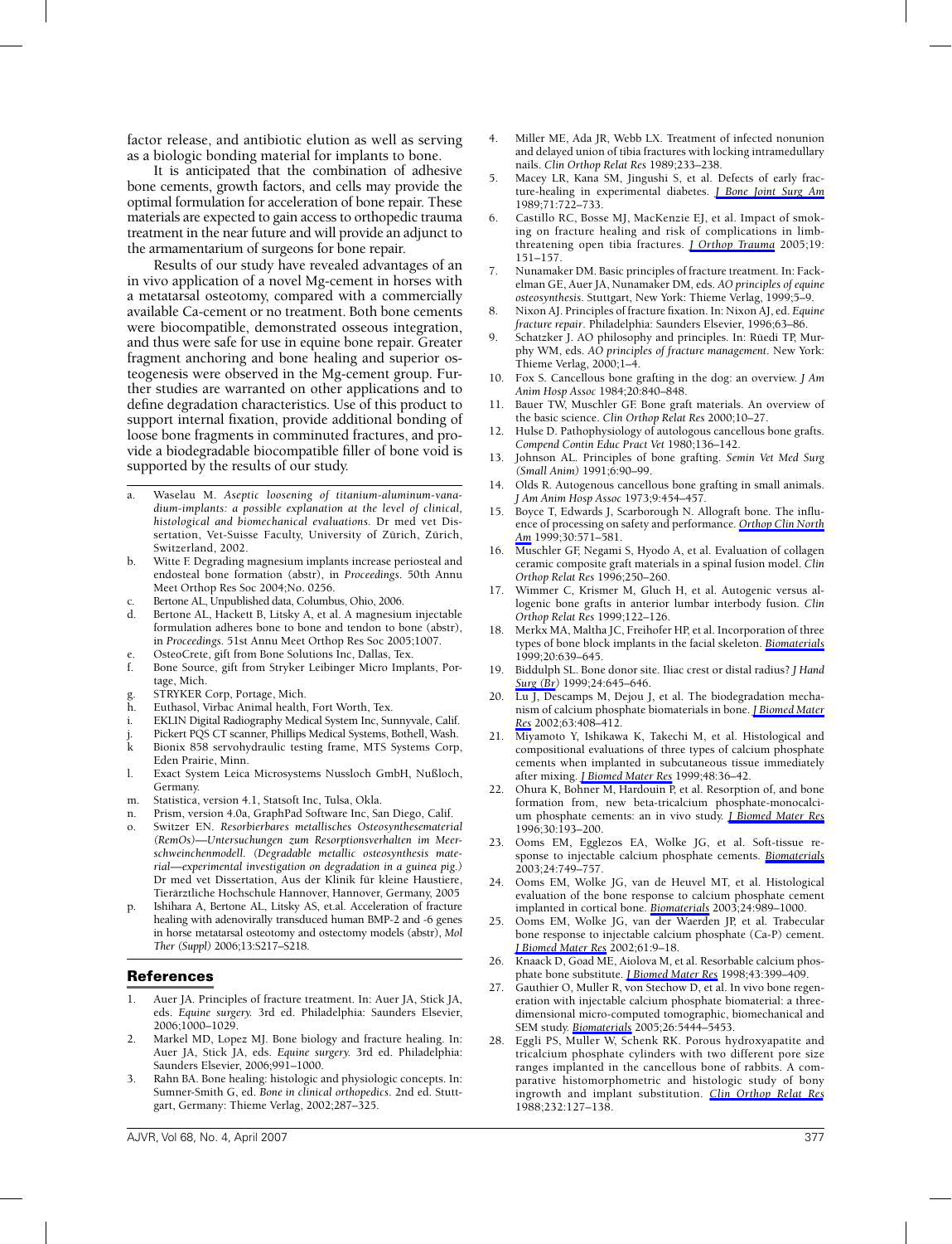factor release, and antibiotic elution as well as serving as a biologic bonding material for implants to bone.

It is anticipated that the combination of adhesive bone cements, growth factors, and cells may provide the optimal formulation for acceleration of bone repair. These materials are expected to gain access to orthopedic trauma treatment in the near future and will provide an adjunct to the armamentarium of surgeons for bone repair.

Results of our study have revealed advantages of an in vivo application of a novel Mg-cement in horses with a metatarsal osteotomy, compared with a commercially available Ca-cement or no treatment. Both bone cements were biocompatible, demonstrated osseous integration, and thus were safe for use in equine bone repair. Greater fragment anchoring and bone healing and superior osteogenesis were observed in the Mg-cement group. Further studies are warranted on other applications and to define degradation characteristics. Use of this product to support internal fixation, provide additional bonding of loose bone fragments in comminuted fractures, and provide a biodegradable biocompatible filler of bone void is supported by the results of our study.

---

a. Waselau M. *Aseptic loosening of titanium-aluminum-vanadium-implants: a possible explanation at the level of clinical, histological and biomechanical evaluations*. Dr med vet Dissertation, Vet-Suisse Faculty, University of Zürich, Zürich, Switzerland, 2002.
b. Witte F. Degrading magnesium implants increase periosteal and endosteal bone formation (abstr), in *Proceedings*. 50th Annu Meet Orthop Res Soc 2004;No. 0256.
c. Bertone AL, Unpublished data, Columbus, Ohio, 2006.
d. Bertone AL, Hackett B, Litsky A, et al. A magnesium injectable formulation adheres bone to bone and tendon to bone (abstr), in *Proceedings*. 51st Annu Meet Orthop Res Soc 2005;1007.
e. OsteoCrete, gift from Bone Solutions Inc, Dallas, Tex.
f. Bone Source, gift from Stryker Leibinger Micro Implants, Portage, Mich.
g. STRYKER Corp, Portage, Mich.
h. Euthasol, Virbac Animal health, Fort Worth, Tex.
i. EKLIN Digital Radiography Medical System Inc, Sunnyvale, Calif.
j. Pickert PQS CT scanner, Phillips Medical Systems, Bothell, Wash.
k Bionix 858 servohydraulic testing frame, MTS Systems Corp, Eden Prairie, Minn.
l. Exact System Leica Microsystems Nussloch GmbH, Nußloch, Germany.
m. Statistica, version 4.1, Statsoft Inc, Tulsa, Okla.
n. Prism, version 4.0a, GraphPad Software Inc, San Diego, Calif.
o. Switzer EN. *Resorbierbares metallisches Osteosynthesematerial (RemOs)—Untersuchungen zum Resorptionsverhalten im Meerschweinchenmodell. (Degradable metallic osteosynthesis material—experimental investigation on degradation in a guinea pig.)* Dr med vet Dissertation, Aus der Klinik für kleine Haustiere, Tierärztliche Hochschule Hannover, Hannover, Germany, 2005
p. Ishihara A, Bertone AL, Litsky AS, et.al. Acceleration of fracture healing with adenovirally transduced human BMP-2 and -6 genes in horse metatarsal osteotomy and ostectomy models (abstr), *Mol Ther (Suppl)* 2006;13:S217–S218.

## References

1. Auer JA. Principles of fracture treatment. In: Auer JA, Stick JA, eds. *Equine surgery*. 3rd ed. Philadelphia: Saunders Elsevier, 2006;1000–1029.
2. Markel MD, Lopez MJ. Bone biology and fracture healing. In: Auer JA, Stick JA, eds. *Equine surgery*. 3rd ed. Philadelphia: Saunders Elsevier, 2006;991–1000.
3. Rahn BA. Bone healing: histologic and physiologic concepts. In: Sumner-Smith G, ed. *Bone in clinical orthopedics*. 2nd ed. Stuttgart, Germany: Thieme Verlag, 2002;287–325.
4. Miller ME, Ada JR, Webb LX. Treatment of infected nonunion and delayed union of tibia fractures with locking intramedullary nails. *Clin Orthop Relat Res* 1989;233–238.
5. Macey LR, Kana SM, Jingushi S, et al. Defects of early fracture-healing in experimental diabetes. *J Bone Joint Surg Am* 1989;71:722–733.
6. Castillo RC, Bosse MJ, MacKenzie EJ, et al. Impact of smoking on fracture healing and risk of complications in limb-threatening open tibia fractures. *J Orthop Trauma* 2005;19: 151–157.
7. Nunamaker DM. Basic principles of fracture treatment. In: Fackelman GE, Auer JA, Nunamaker DM, eds. *AO principles of equine osteosynthesis*. Stuttgart, New York: Thieme Verlag, 1999;5–9.
8. Nixon AJ. Principles of fracture fixation. In: Nixon AJ, ed. *Equine fracture repair*. Philadelphia: Saunders Elsevier, 1996;63–86.
9. Schatzker J. AO philosophy and principles. In: Rüedi TP, Murphy WM, eds. *AO principles of fracture management*. New York: Thieme Verlag, 2000;1–4.
10. Fox S. Cancellous bone grafting in the dog: an overview. *J Am Anim Hosp Assoc* 1984;20:840–848.
11. Bauer TW, Muschler GF. Bone graft materials. An overview of the basic science. *Clin Orthop Relat Res* 2000;10–27.
12. Hulse D. Pathophysiology of autologous cancellous bone grafts. *Compend Contin Educ Pract Vet* 1980;136–142.
13. Johnson AL. Principles of bone grafting. *Semin Vet Med Surg (Small Anim)* 1991;6:90–99.
14. Olds R. Autogenous cancellous bone grafting in small animals. *J Am Anim Hosp Assoc* 1973;9:454–457.
15. Boyce T, Edwards J, Scarborough N. Allograft bone. The influence of processing on safety and performance. *Orthop Clin North Am* 1999;30:571–581.
16. Muschler GF, Negami S, Hyodo A, et al. Evaluation of collagen ceramic composite graft materials in a spinal fusion model. *Clin Orthop Relat Res* 1996;250–260.
17. Wimmer C, Krismer M, Gluch H, et al. Autogenic versus allogenic bone grafts in anterior lumbar interbody fusion. *Clin Orthop Relat Res* 1999;122–126.
18. Merkx MA, Maltha JC, Freihofer HP, et al. Incorporation of three types of bone block implants in the facial skeleton. *Biomaterials* 1999;20:639–645.
19. Biddulph SL. Bone donor site. Iliac crest or distal radius? *J Hand Surg (Br)* 1999;24:645–646.
20. Lu J, Descamps M, Dejou J, et al. The biodegradation mechanism of calcium phosphate biomaterials in bone. *J Biomed Mater Res* 2002;63:408–412.
21. Miyamoto Y, Ishikawa K, Takechi M, et al. Histological and compositional evaluations of three types of calcium phosphate cements when implanted in subcutaneous tissue immediately after mixing. *J Biomed Mater Res* 1999;48:36–42.
22. Ohura K, Bohner M, Hardouin P, et al. Resorption of, and bone formation from, new beta-tricalcium phosphate-monocalcium phosphate cements: an in vivo study. *J Biomed Mater Res* 1996;30:193–200.
23. Ooms EM, Egglezos EA, Wolke JG, et al. Soft-tissue response to injectable calcium phosphate cements. *Biomaterials* 2003;24:749–757.
24. Ooms EM, Wolke JG, van de Heuvel MT, et al. Histological evaluation of the bone response to calcium phosphate cement implanted in cortical bone. *Biomaterials* 2003;24:989–1000.
25. Ooms EM, Wolke JG, van der Waerden JP, et al. Trabecular bone response to injectable calcium phosphate (Ca-P) cement. *J Biomed Mater Res* 2002;61:9–18.
26. Knaack D, Goad ME, Aiolova M, et al. Resorbable calcium phosphate bone substitute. *J Biomed Mater Res* 1998;43:399–409.
27. Gauthier O, Muller R, von Stechow D, et al. In vivo bone regeneration with injectable calcium phosphate biomaterial: a three-dimensional micro-computed tomographic, biomechanical and SEM study. *Biomaterials* 2005;26:5444–5453.
28. Eggli PS, Muller W, Schenk RK. Porous hydroxyapatite and tricalcium phosphate cylinders with two different pore size ranges implanted in the cancellous bone of rabbits. A comparative histomorphometric and histologic study of bony ingrowth and implant substitution. *Clin Orthop Relat Res* 1988;232:127–138.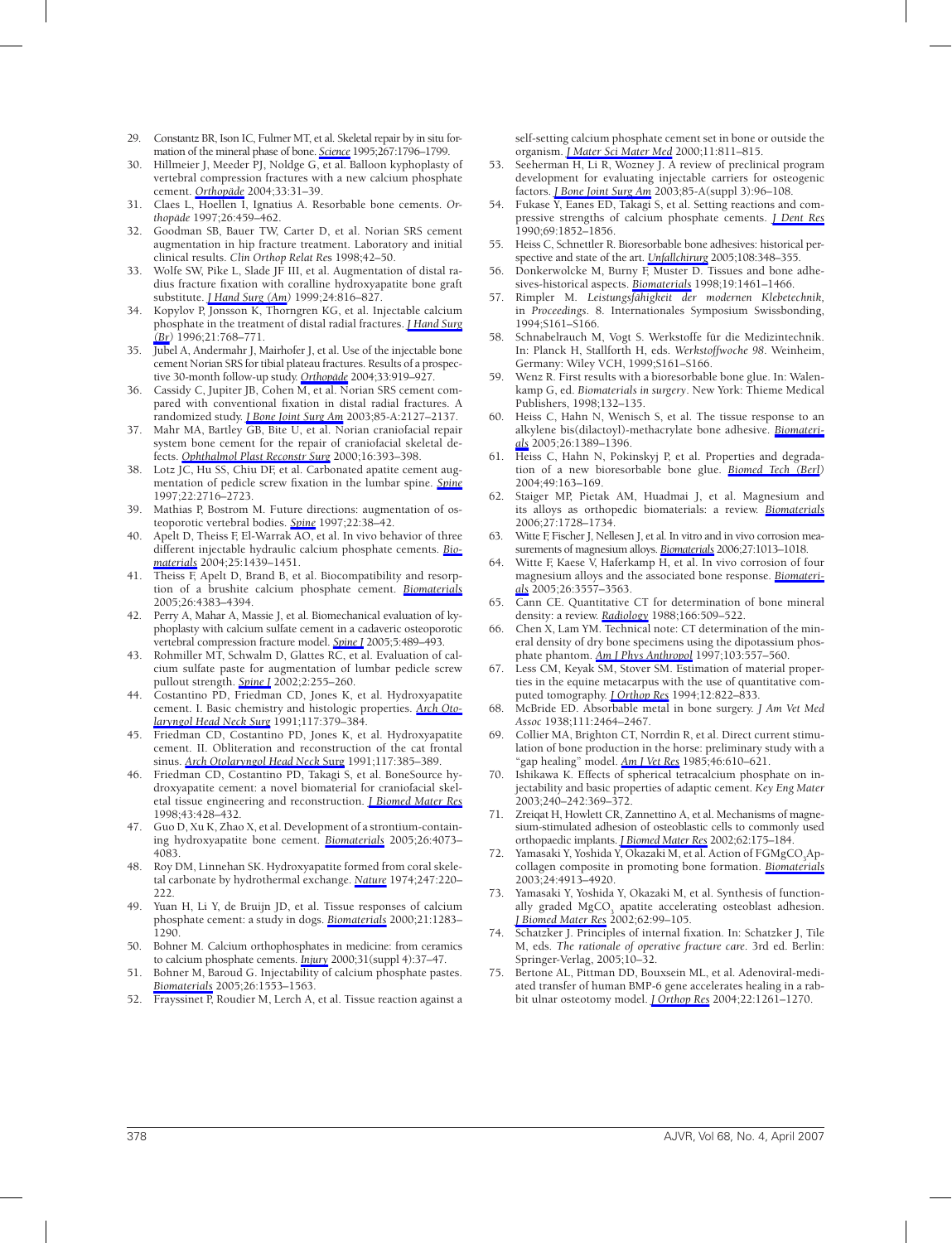29. Constantz BR, Ison IC, Fulmer MT, et al. Skeletal repair by in situ formation of the mineral phase of bone. *Science* 1995;267:1796–1799.
30. Hillmeier J, Meeder PJ, Noldge G, et al. Balloon kyphoplasty of vertebral compression fractures with a new calcium phosphate cement. *Orthopäde* 2004;33:31–39.
31. Claes L, Hoellen I, Ignatius A. Resorbable bone cements. *Orthopäde* 1997;26:459–462.
32. Goodman SB, Bauer TW, Carter D, et al. Norian SRS cement augmentation in hip fracture treatment. Laboratory and initial clinical results. *Clin Orthop Relat Res* 1998;42–50.
33. Wolfe SW, Pike L, Slade JF III, et al. Augmentation of distal radius fracture fixation with coralline hydroxyapatite bone graft substitute. *J Hand Surg (Am)* 1999;24:816–827.
34. Kopylov P, Jonsson K, Thorngren KG, et al. Injectable calcium phosphate in the treatment of distal radial fractures. *J Hand Surg (Br)* 1996;21:768–771.
35. Jubel A, Andermahr J, Mairhofer J, et al. Use of the injectable bone cement Norian SRS for tibial plateau fractures. Results of a prospective 30-month follow-up study. *Orthopäde* 2004;33:919–927.
36. Cassidy C, Jupiter JB, Cohen M, et al. Norian SRS cement compared with conventional fixation in distal radial fractures. A randomized study. *J Bone Joint Surg Am* 2003;85-A:2127–2137.
37. Mahr MA, Bartley GB, Bite U, et al. Norian craniofacial repair system bone cement for the repair of craniofacial skeletal defects. *Ophthalmol Plast Reconstr Surg* 2000;16:393–398.
38. Lotz JC, Hu SS, Chiu DF, et al. Carbonated apatite cement augmentation of pedicle screw fixation in the lumbar spine. *Spine* 1997;22:2716–2723.
39. Mathias P, Bostrom M. Future directions: augmentation of osteoporotic vertebral bodies. *Spine* 1997;22:38–42.
40. Apelt D, Theiss F, El-Warrak AO, et al. In vivo behavior of three different injectable hydraulic calcium phosphate cements. *Biomaterials* 2004;25:1439–1451.
41. Theiss F, Apelt D, Brand B, et al. Biocompatibility and resorption of a brushite calcium phosphate cement. *Biomaterials* 2005;26:4383–4394.
42. Perry A, Mahar A, Massie J, et al. Biomechanical evaluation of kyphoplasty with calcium sulfate cement in a cadaveric osteoporotic vertebral compression fracture model. *Spine J* 2005;5:489–493.
43. Rohmiller MT, Schwalm D, Glattes RC, et al. Evaluation of calcium sulfate paste for augmentation of lumbar pedicle screw pullout strength. *Spine J* 2002;2:255–260.
44. Costantino PD, Friedman CD, Jones K, et al. Hydroxyapatite cement. I. Basic chemistry and histologic properties. *Arch Otolaryngol Head Neck Surg* 1991;117:379–384.
45. Friedman CD, Costantino PD, Jones K, et al. Hydroxyapatite cement. II. Obliteration and reconstruction of the cat frontal sinus. *Arch Otolaryngol Head Neck Surg* 1991;117:385–389.
46. Friedman CD, Costantino PD, Takagi S, et al. BoneSource hydroxyapatite cement: a novel biomaterial for craniofacial skeletal tissue engineering and reconstruction. *J Biomed Mater Res* 1998;43:428–432.
47. Guo D, Xu K, Zhao X, et al. Development of a strontium-containing hydroxyapatite bone cement. *Biomaterials* 2005;26:4073–4083.
48. Roy DM, Linnehan SK. Hydroxyapatite formed from coral skeletal carbonate by hydrothermal exchange. *Nature* 1974;247:220–222.
49. Yuan H, Li Y, de Bruijn JD, et al. Tissue responses of calcium phosphate cement: a study in dogs. *Biomaterials* 2000;21:1283–1290.
50. Bohner M. Calcium orthophosphates in medicine: from ceramics to calcium phosphate cements. *Injury* 2000;31(suppl 4):37–47.
51. Bohner M, Baroud G. Injectability of calcium phosphate pastes. *Biomaterials* 2005;26:1553–1563.
52. Frayssinet P, Roudier M, Lerch A, et al. Tissue reaction against a self-setting calcium phosphate cement set in bone or outside the organism. *J Mater Sci Mater Med* 2000;11:811–815.
53. Seeherman H, Li R, Wozney J. A review of preclinical program development for evaluating injectable carriers for osteogenic factors. *J Bone Joint Surg Am* 2003;85-A(suppl 3):96–108.
54. Fukase Y, Eanes ED, Takagi S, et al. Setting reactions and compressive strengths of calcium phosphate cements. *J Dent Res* 1990;69:1852–1856.
55. Heiss C, Schnettler R. Bioresorbable bone adhesives: historical perspective and state of the art. *Unfallchirurg* 2005;108:348–355.
56. Donkerwolcke M, Burny F, Muster D. Tissues and bone adhesives-historical aspects. *Biomaterials* 1998;19:1461–1466.
57. Rimpler M. *Leistungsfähigkeit der modernen Klebetechnik*, in *Proceedings*. 8. Internationales Symposium Swissbonding, 1994;S161–S166.
58. Schnabelrauch M, Vogt S. Werkstoffe für die Medizintechnik. In: Planck H, Stallforth H, eds. *Werkstoffwoche 98*. Weinheim, Germany: Wiley VCH, 1999;S161–S166.
59. Wenz R. First results with a bioresorbable bone glue. In: Walenkamp G, ed. *Biomaterials in surgery*. New York: Thieme Medical Publishers, 1998;132–135.
60. Heiss C, Hahn N, Wenisch S, et al. The tissue response to an alkylene bis(dilactoyl)-methacrylate bone adhesive. *Biomaterials* 2005;26:1389–1396.
61. Heiss C, Hahn N, Pokinskyj P, et al. Properties and degradation of a new bioresorbable bone glue. *Biomed Tech (Berl)* 2004;49:163–169.
62. Staiger MP, Pietak AM, Huadmai J, et al. Magnesium and its alloys as orthopedic biomaterials: a review. *Biomaterials* 2006;27:1728–1734.
63. Witte F, Fischer J, Nellesen J, et al. In vitro and in vivo corrosion measurements of magnesium alloys. *Biomaterials* 2006;27:1013–1018.
64. Witte F, Kaese V, Haferkamp H, et al. In vivo corrosion of four magnesium alloys and the associated bone response. *Biomaterials* 2005;26:3557–3563.
65. Cann CE. Quantitative CT for determination of bone mineral density: a review. *Radiology* 1988;166:509–522.
66. Chen X, Lam YM. Technical note: CT determination of the mineral density of dry bone specimens using the dipotassium phosphate phantom. *Am J Phys Anthropol* 1997;103:557–560.
67. Less CM, Keyak SM, Stover SM. Estimation of material properties in the equine metacarpus with the use of quantitative computed tomography. *J Orthop Res* 1994;12:822–833.
68. McBride ED. Absorbable metal in bone surgery. *J Am Vet Med Assoc* 1938;111:2464–2467.
69. Collier MA, Brighton CT, Norrdin R, et al. Direct current stimulation of bone production in the horse: preliminary study with a "gap healing" model. *Am J Vet Res* 1985;46:610–621.
70. Ishikawa K. Effects of spherical tetracalcium phosphate on injectability and basic properties of adaptic cement. *Key Eng Mater* 2003;240–242:369–372.
71. Zreiqat H, Howlett CR, Zannettino A, et al. Mechanisms of magnesium-stimulated adhesion of osteoblastic cells to commonly used orthopaedic implants. *J Biomed Mater Res* 2002;62:175–184.
72. Yamasaki Y, Yoshida Y, Okazaki M, et al. Action of FGMg$CO_3$Ap-collagen composite in promoting bone formation. *Biomaterials* 2003;24:4913–4920.
73. Yamasaki Y, Yoshida Y, Okazaki M, et al. Synthesis of functionally graded Mg$CO_3$ apatite accelerating osteoblast adhesion. *J Biomed Mater Res* 2002;62:99–105.
74. Schatzker J. Principles of internal fixation. In: Schatzker J, Tile M, eds. *The rationale of operative fracture care*. 3rd ed. Berlin: Springer-Verlag, 2005;10–32.
75. Bertone AL, Pittman DD, Bouxsein ML, et al. Adenoviral-mediated transfer of human BMP-6 gene accelerates healing in a rabbit ulnar osteotomy model. *J Orthop Res* 2004;22:1261–1270.